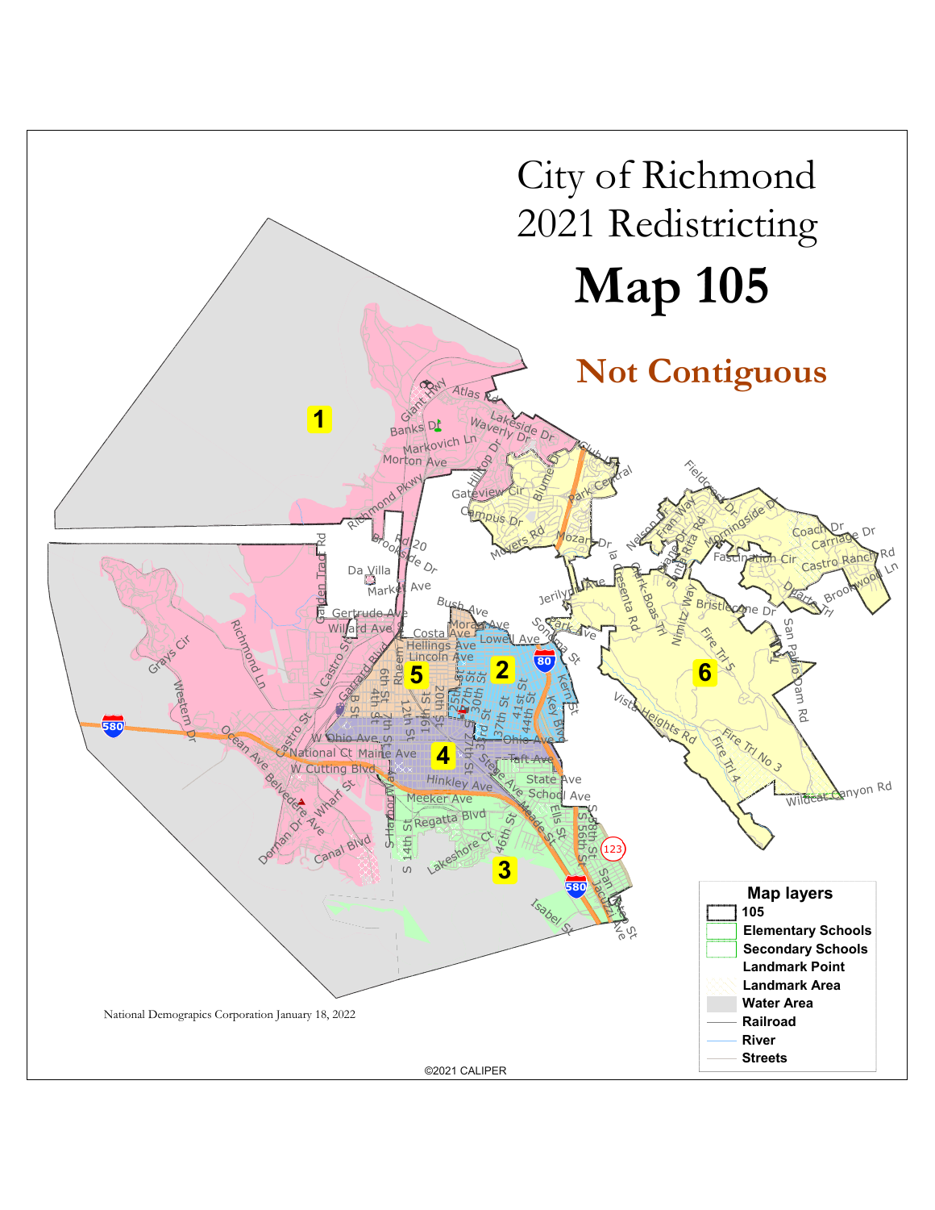# City of Richmond 2021 Redistricting

# Map 105

## Not Contiguous

**Map layers**

- 105
- Elementary Schools
- Secondary Schools
- Landmark Point
- Landmark Area
- Water Area
- Railroad
- River
- Streets

National Demographics Corporation January 18, 2022

©2021 CALIPER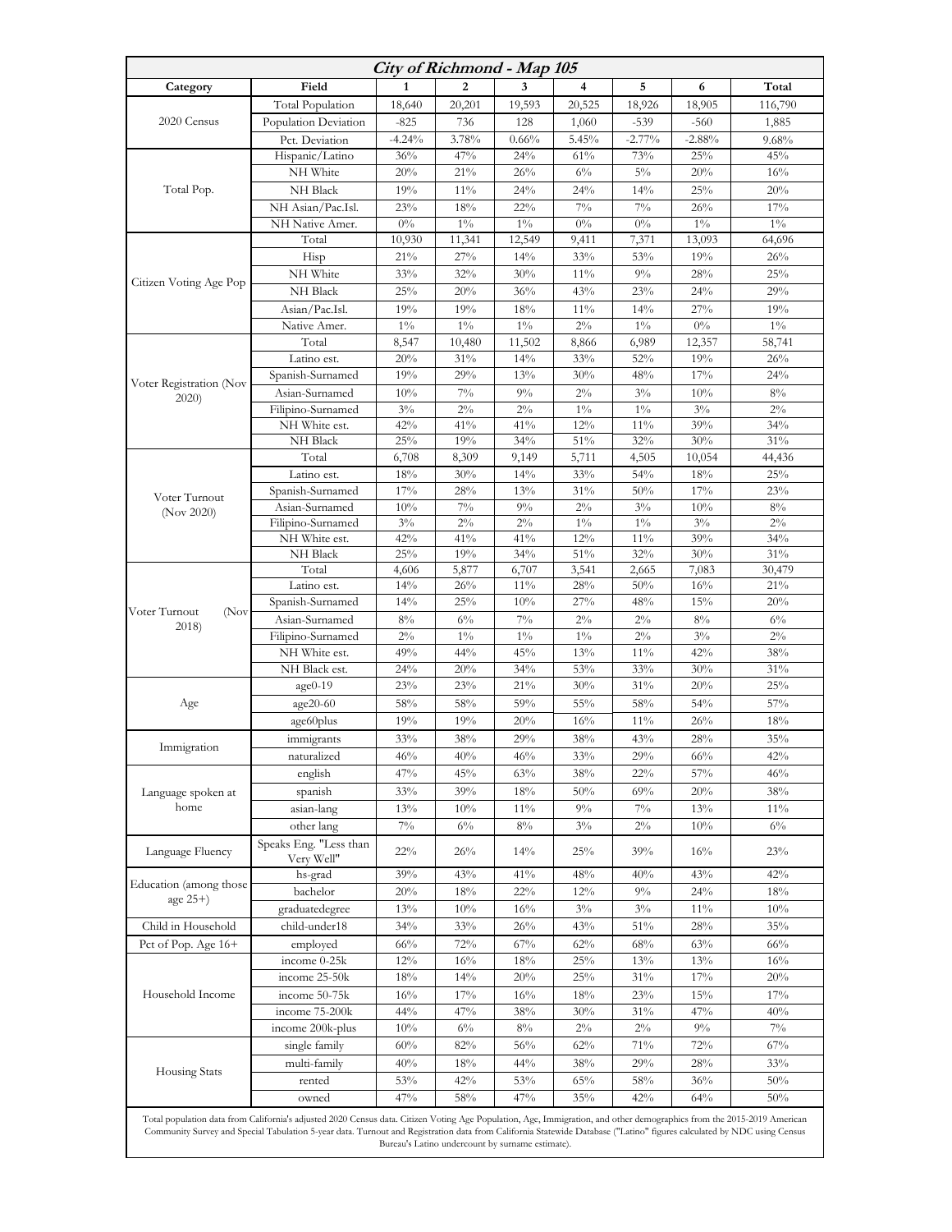## *City of Richmond - Map 105*

| Category | Field | 1 | 2 | 3 | 4 | 5 | 6 | Total |
|---|---|---|---|---|---|---|---|---|
| 2020 Census | Total Population | 18,640 | 20,201 | 19,593 | 20,525 | 18,926 | 18,905 | 116,790 |
| | Population Deviation | -825 | 736 | 128 | 1,060 | -539 | -560 | 1,885 |
| | Pct. Deviation | -4.24% | 3.78% | 0.66% | 5.45% | -2.77% | -2.88% | 9.68% |
| Total Pop. | Hispanic/Latino | 36% | 47% | 24% | 61% | 73% | 25% | 45% |
| | NH White | 20% | 21% | 26% | 6% | 5% | 20% | 16% |
| | NH Black | 19% | 11% | 24% | 24% | 14% | 25% | 20% |
| | NH Asian/Pac.Isl. | 23% | 18% | 22% | 7% | 7% | 26% | 17% |
| | NH Native Amer. | 0% | 1% | 1% | 0% | 0% | 1% | 1% |
| Citizen Voting Age Pop | Total | 10,930 | 11,341 | 12,549 | 9,411 | 7,371 | 13,093 | 64,696 |
| | Hisp | 21% | 27% | 14% | 33% | 53% | 19% | 26% |
| | NH White | 33% | 32% | 30% | 11% | 9% | 28% | 25% |
| | NH Black | 25% | 20% | 36% | 43% | 23% | 24% | 29% |
| | Asian/Pac.Isl. | 19% | 19% | 18% | 11% | 14% | 27% | 19% |
| | Native Amer. | 1% | 1% | 1% | 2% | 1% | 0% | 1% |
| Voter Registration (Nov 2020) | Total | 8,547 | 10,480 | 11,502 | 8,866 | 6,989 | 12,357 | 58,741 |
| | Latino est. | 20% | 31% | 14% | 33% | 52% | 19% | 26% |
| | Spanish-Surnamed | 19% | 29% | 13% | 30% | 48% | 17% | 24% |
| | Asian-Surnamed | 10% | 7% | 9% | 2% | 3% | 10% | 8% |
| | Filipino-Surnamed | 3% | 2% | 2% | 1% | 1% | 3% | 2% |
| | NH White est. | 42% | 41% | 41% | 12% | 11% | 39% | 34% |
| | NH Black | 25% | 19% | 34% | 51% | 32% | 30% | 31% |
| Voter Turnout (Nov 2020) | Total | 6,708 | 8,309 | 9,149 | 5,711 | 4,505 | 10,054 | 44,436 |
| | Latino est. | 18% | 30% | 14% | 33% | 54% | 18% | 25% |
| | Spanish-Surnamed | 17% | 28% | 13% | 31% | 50% | 17% | 23% |
| | Asian-Surnamed | 10% | 7% | 9% | 2% | 3% | 10% | 8% |
| | Filipino-Surnamed | 3% | 2% | 2% | 1% | 1% | 3% | 2% |
| | NH White est. | 42% | 41% | 41% | 12% | 11% | 39% | 34% |
| | NH Black | 25% | 19% | 34% | 51% | 32% | 30% | 31% |
| Voter Turnout (Nov 2018) | Total | 4,606 | 5,877 | 6,707 | 3,541 | 2,665 | 7,083 | 30,479 |
| | Latino est. | 14% | 26% | 11% | 28% | 50% | 16% | 21% |
| | Spanish-Surnamed | 14% | 25% | 10% | 27% | 48% | 15% | 20% |
| | Asian-Surnamed | 8% | 6% | 7% | 2% | 2% | 8% | 6% |
| | Filipino-Surnamed | 2% | 1% | 1% | 1% | 2% | 3% | 2% |
| | NH White est. | 49% | 44% | 45% | 13% | 11% | 42% | 38% |
| | NH Black est. | 24% | 20% | 34% | 53% | 33% | 30% | 31% |
| Age | age0-19 | 23% | 23% | 21% | 30% | 31% | 20% | 25% |
| | age20-60 | 58% | 58% | 59% | 55% | 58% | 54% | 57% |
| | age60plus | 19% | 19% | 20% | 16% | 11% | 26% | 18% |
| Immigration | immigrants | 33% | 38% | 29% | 38% | 43% | 28% | 35% |
| | naturalized | 46% | 40% | 46% | 33% | 29% | 66% | 42% |
| Language spoken at home | english | 47% | 45% | 63% | 38% | 22% | 57% | 46% |
| | spanish | 33% | 39% | 18% | 50% | 69% | 20% | 38% |
| | asian-lang | 13% | 10% | 11% | 9% | 7% | 13% | 11% |
| | other lang | 7% | 6% | 8% | 3% | 2% | 10% | 6% |
| Language Fluency | Speaks Eng. "Less than Very Well" | 22% | 26% | 14% | 25% | 39% | 16% | 23% |
| Education (among those age 25+) | hs-grad | 39% | 43% | 41% | 48% | 40% | 43% | 42% |
| | bachelor | 20% | 18% | 22% | 12% | 9% | 24% | 18% |
| | graduatedegree | 13% | 10% | 16% | 3% | 3% | 11% | 10% |
| Child in Household | child-under18 | 34% | 33% | 26% | 43% | 51% | 28% | 35% |
| Pct of Pop. Age 16+ | employed | 66% | 72% | 67% | 62% | 68% | 63% | 66% |
| Household Income | income 0-25k | 12% | 16% | 18% | 25% | 13% | 13% | 16% |
| | income 25-50k | 18% | 14% | 20% | 25% | 31% | 17% | 20% |
| | income 50-75k | 16% | 17% | 16% | 18% | 23% | 15% | 17% |
| | income 75-200k | 44% | 47% | 38% | 30% | 31% | 47% | 40% |
| | income 200k-plus | 10% | 6% | 8% | 2% | 2% | 9% | 7% |
| Housing Stats | single family | 60% | 82% | 56% | 62% | 71% | 72% | 67% |
| | multi-family | 40% | 18% | 44% | 38% | 29% | 28% | 33% |
| | rented | 53% | 42% | 53% | 65% | 58% | 36% | 50% |
| | owned | 47% | 58% | 47% | 35% | 42% | 64% | 50% |

Total population data from California's adjusted 2020 Census data. Citizen Voting Age Population, Age, Immigration, and other demographics from the 2015-2019 American Community Survey and Special Tabulation 5-year data. Turnout and Registration data from California Statewide Database ("Latino" figures calculated by NDC using Census Bureau's Latino undercount by surname estimate).